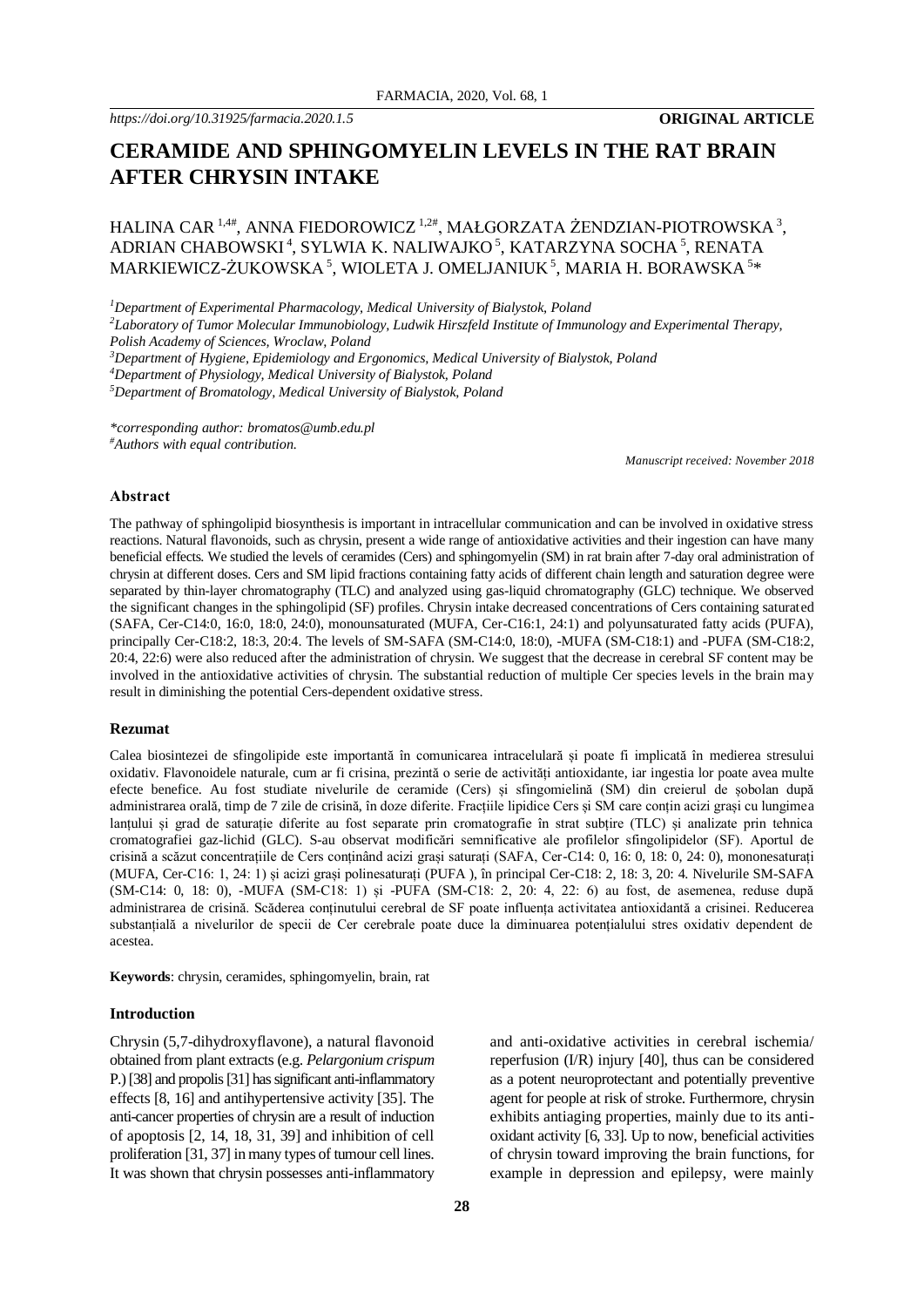*https://doi.org/10.31925/farmacia.2020.1.5* **ORIGINAL ARTICLE**

# CERAMIDE AND SPHINGOMYELIN LEVELS IN THE RAT BRAIN AFTER CHRYSIN INTAKE

HALINA CAR [1,4#], ANNA FIEDOROWICZ [1,2#], MAŁGORZATA ŻENDZIAN-PIOTROWSKA [3], ADRIAN CHABOWSKI [4], SYLWIA K. NALIWAJKO [5], KATARZYNA SOCHA [5], RENATA MARKIEWICZ-ŻUKOWSKA [5], WIOLETA J. OMELJANIUK [5], MARIA H. BORAWSKA [5]*

[1]*Department of Experimental Pharmacology, Medical University of Bialystok, Poland*
[2]*Laboratory of Tumor Molecular Immunobiology, Ludwik Hirszfeld Institute of Immunology and Experimental Therapy, Polish Academy of Sciences, Wroclaw, Poland*
[3]*Department of Hygiene, Epidemiology and Ergonomics, Medical University of Bialystok, Poland*
[4]*Department of Physiology, Medical University of Bialystok, Poland*
[5]*Department of Bromatology, Medical University of Bialystok, Poland*

*\*corresponding author: bromatos@umb.edu.pl*
[#]*Authors with equal contribution.*

*Manuscript received: November 2018*

### Abstract

The pathway of sphingolipid biosynthesis is important in intracellular communication and can be involved in oxidative stress reactions. Natural flavonoids, such as chrysin, present a wide range of antioxidative activities and their ingestion can have many beneficial effects. We studied the levels of ceramides (Cers) and sphingomyelin (SM) in rat brain after 7-day oral administration of chrysin at different doses. Cers and SM lipid fractions containing fatty acids of different chain length and saturation degree were separated by thin-layer chromatography (TLC) and analyzed using gas-liquid chromatography (GLC) technique. We observed the significant changes in the sphingolipid (SF) profiles. Chrysin intake decreased concentrations of Cers containing saturated (SAFA, Cer-C14:0, 16:0, 18:0, 24:0), monounsaturated (MUFA, Cer-C16:1, 24:1) and polyunsaturated fatty acids (PUFA), principally Cer-C18:2, 18:3, 20:4. The levels of SM-SAFA (SM-C14:0, 18:0), -MUFA (SM-C18:1) and -PUFA (SM-C18:2, 20:4, 22:6) were also reduced after the administration of chrysin. We suggest that the decrease in cerebral SF content may be involved in the antioxidative activities of chrysin. The substantial reduction of multiple Cer species levels in the brain may result in diminishing the potential Cers-dependent oxidative stress.

### Rezumat

Calea biosintezei de sfingolipide este importantă în comunicarea intracelulară și poate fi implicată în medierea stresului oxidativ. Flavonoidele naturale, cum ar fi crisina, prezintă o serie de activități antioxidante, iar ingestia lor poate avea multe efecte benefice. Au fost studiate nivelurile de ceramide (Cers) și sfingomielină (SM) din creierul de șobolan după administrarea orală, timp de 7 zile de crisină, în doze diferite. Fracțiile lipidice Cers și SM care conțin acizi grași cu lungimea lanțului și grad de saturație diferite au fost separate prin cromatografie în strat subțire (TLC) și analizate prin tehnica cromatografiei gaz-lichid (GLC). S-au observat modificări semnificative ale profilelor sfingolipidelor (SF). Aportul de crisină a scăzut concentrațiile de Cers conținând acizi grași saturați (SAFA, Cer-C14: 0, 16: 0, 18: 0, 24: 0), mononesaturați (MUFA, Cer-C16: 1, 24: 1) și acizi grași polinesaturați (PUFA ), în principal Cer-C18: 2, 18: 3, 20: 4. Nivelurile SM-SAFA (SM-C14: 0, 18: 0), -MUFA (SM-C18: 1) și -PUFA (SM-C18: 2, 20: 4, 22: 6) au fost, de asemenea, reduse după administrarea de crisină. Scăderea conținutului cerebral de SF poate influența activitatea antioxidantă a crisinei. Reducerea substanțială a nivelurilor de specii de Cer cerebrale poate duce la diminuarea potențialului stres oxidativ dependent de acestea.

**Keywords**: chrysin, ceramides, sphingomyelin, brain, rat

### Introduction

Chrysin (5,7-dihydroxyflavone), a natural flavonoid obtained from plant extracts (e.g. *Pelargonium crispum* P.) [38] and propolis [31] has significant anti-inflammatory effects [8, 16] and antihypertensive activity [35]. The anti-cancer properties of chrysin are a result of induction of apoptosis [2, 14, 18, 31, 39] and inhibition of cell proliferation [31, 37] in many types of tumour cell lines. It was shown that chrysin possesses anti-inflammatory and anti-oxidative activities in cerebral ischemia/ reperfusion (I/R) injury [40], thus can be considered as a potent neuroprotectant and potentially preventive agent for people at risk of stroke. Furthermore, chrysin exhibits antiaging properties, mainly due to its anti-oxidant activity [6, 33]. Up to now, beneficial activities of chrysin toward improving the brain functions, for example in depression and epilepsy, were mainly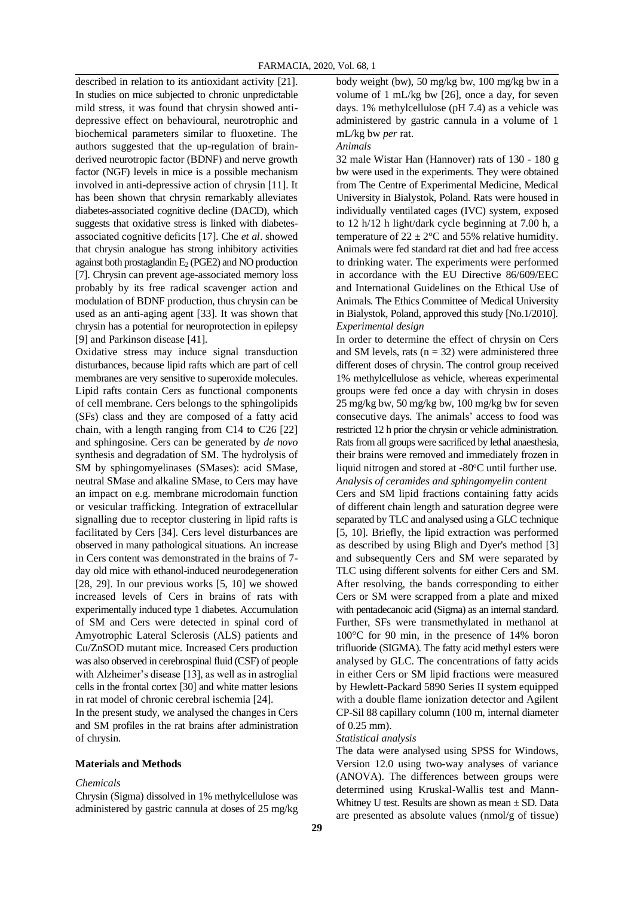described in relation to its antioxidant activity [21]. In studies on mice subjected to chronic unpredictable mild stress, it was found that chrysin showed anti-depressive effect on behavioural, neurotrophic and biochemical parameters similar to fluoxetine. The authors suggested that the up-regulation of brain-derived neurotropic factor (BDNF) and nerve growth factor (NGF) levels in mice is a possible mechanism involved in anti-depressive action of chrysin [11]. It has been shown that chrysin remarkably alleviates diabetes-associated cognitive decline (DACD), which suggests that oxidative stress is linked with diabetes-associated cognitive deficits [17]. Che *et al*. showed that chrysin analogue has strong inhibitory activities against both prostaglandin $E_2$ (PGE2) and NO production [7]. Chrysin can prevent age-associated memory loss probably by its free radical scavenger action and modulation of BDNF production, thus chrysin can be used as an anti-aging agent [33]. It was shown that chrysin has a potential for neuroprotection in epilepsy [9] and Parkinson disease [41].

Oxidative stress may induce signal transduction disturbances, because lipid rafts which are part of cell membranes are very sensitive to superoxide molecules. Lipid rafts contain Cers as functional components of cell membrane. Cers belongs to the sphingolipids (SFs) class and they are composed of a fatty acid chain, with a length ranging from C14 to C26 [22] and sphingosine. Cers can be generated by *de novo* synthesis and degradation of SM. The hydrolysis of SM by sphingomyelinases (SMases): acid SMase, neutral SMase and alkaline SMase, to Cers may have an impact on e.g. membrane microdomain function or vesicular trafficking. Integration of extracellular signalling due to receptor clustering in lipid rafts is facilitated by Cers [34]. Cers level disturbances are observed in many pathological situations. An increase in Cers content was demonstrated in the brains of 7-day old mice with ethanol-induced neurodegeneration [28, 29]. In our previous works [5, 10] we showed increased levels of Cers in brains of rats with experimentally induced type 1 diabetes. Accumulation of SM and Cers were detected in spinal cord of Amyotrophic Lateral Sclerosis (ALS) patients and Cu/ZnSOD mutant mice. Increased Cers production was also observed in cerebrospinal fluid (CSF) of people with Alzheimer's disease [13], as well as in astroglial cells in the frontal cortex [30] and white matter lesions in rat model of chronic cerebral ischemia [24].

In the present study, we analysed the changes in Cers and SM profiles in the rat brains after administration of chrysin.

## Materials and Methods

*Chemicals*

Chrysin (Sigma) dissolved in 1% methylcellulose was administered by gastric cannula at doses of 25 mg/kg body weight (bw), 50 mg/kg bw, 100 mg/kg bw in a volume of 1 mL/kg bw [26], once a day, for seven days. 1% methylcellulose (pH 7.4) as a vehicle was administered by gastric cannula in a volume of 1 mL/kg bw *per* rat.

*Animals*

32 male Wistar Han (Hannover) rats of 130 - 180 g bw were used in the experiments. They were obtained from The Centre of Experimental Medicine, Medical University in Bialystok, Poland. Rats were housed in individually ventilated cages (IVC) system, exposed to 12 h/12 h light/dark cycle beginning at 7.00 h, a temperature of 22 ± 2°C and 55% relative humidity. Animals were fed standard rat diet and had free access to drinking water. The experiments were performed in accordance with the EU Directive 86/609/EEC and International Guidelines on the Ethical Use of Animals. The Ethics Committee of Medical University in Bialystok, Poland, approved this study [No.1/2010].

*Experimental design*

In order to determine the effect of chrysin on Cers and SM levels, rats ($n = 32$) were administered three different doses of chrysin. The control group received 1% methylcellulose as vehicle, whereas experimental groups were fed once a day with chrysin in doses 25 mg/kg bw, 50 mg/kg bw, 100 mg/kg bw for seven consecutive days. The animals' access to food was restricted 12 h prior the chrysin or vehicle administration. Rats from all groups were sacrificed by lethal anaesthesia, their brains were removed and immediately frozen in liquid nitrogen and stored at -80°C until further use.

*Analysis of ceramides and sphingomyelin content*

Cers and SM lipid fractions containing fatty acids of different chain length and saturation degree were separated by TLC and analysed using a GLC technique [5, 10]. Briefly, the lipid extraction was performed as described by using Bligh and Dyer's method [3] and subsequently Cers and SM were separated by TLC using different solvents for either Cers and SM. After resolving, the bands corresponding to either Cers or SM were scrapped from a plate and mixed with pentadecanoic acid (Sigma) as an internal standard. Further, SFs were transmethylated in methanol at 100°C for 90 min, in the presence of 14% boron trifluoride (SIGMA). The fatty acid methyl esters were analysed by GLC. The concentrations of fatty acids in either Cers or SM lipid fractions were measured by Hewlett-Packard 5890 Series II system equipped with a double flame ionization detector and Agilent CP-Sil 88 capillary column (100 m, internal diameter of 0.25 mm).

*Statistical analysis*

The data were analysed using SPSS for Windows, Version 12.0 using two-way analyses of variance (ANOVA). The differences between groups were determined using Kruskal-Wallis test and Mann-Whitney U test. Results are shown as mean ± SD. Data are presented as absolute values (nmol/g of tissue)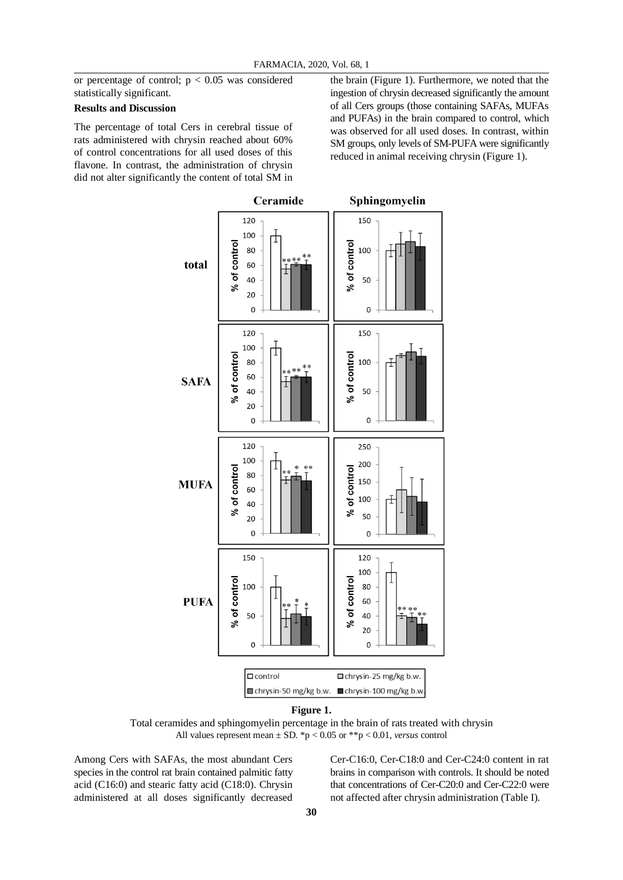or percentage of control; $p < 0.05$ was considered statistically significant.

**Results and Discussion**

The percentage of total Cers in cerebral tissue of rats administered with chrysin reached about 60% of control concentrations for all used doses of this flavone. In contrast, the administration of chrysin did not alter significantly the content of total SM in the brain (Figure 1). Furthermore, we noted that the ingestion of chrysin decreased significantly the amount of all Cers groups (those containing SAFAs, MUFAs and PUFAs) in the brain compared to control, which was observed for all used doses. In contrast, within SM groups, only levels of SM-PUFA were significantly reduced in animal receiving chrysin (Figure 1).

**Figure 1.**

Total ceramides and sphingomyelin percentage in the brain of rats treated with chrysin

All values represent mean ± SD. *$p < 0.05$ or **$p < 0.01$, *versus* control

Among Cers with SAFAs, the most abundant Cers species in the control rat brain contained palmitic fatty acid (C16:0) and stearic fatty acid (C18:0). Chrysin administered at all doses significantly decreased Cer-C16:0, Cer-C18:0 and Cer-C24:0 content in rat brains in comparison with controls. It should be noted that concentrations of Cer-C20:0 and Cer-C22:0 were not affected after chrysin administration (Table I).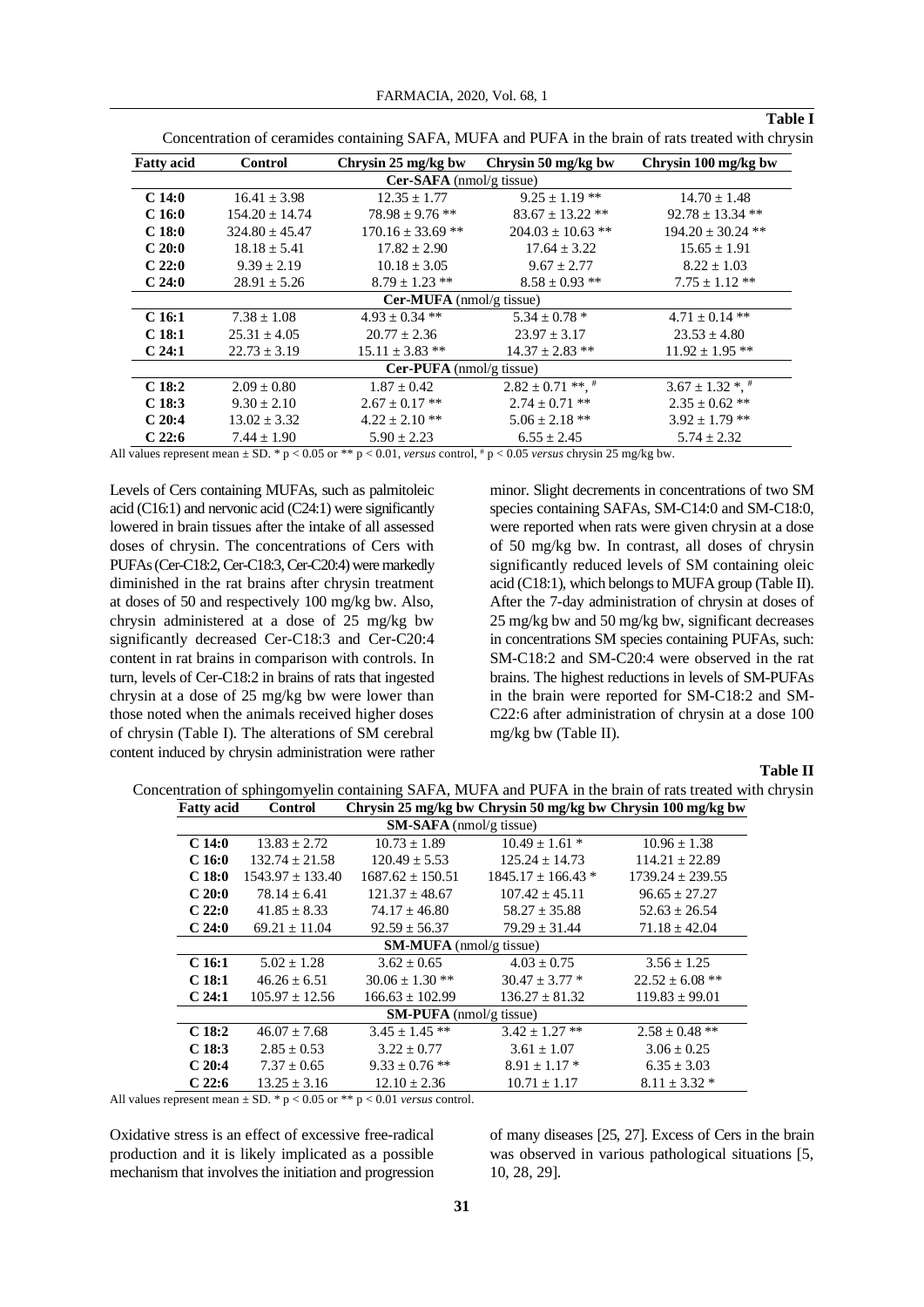**Table I**

Concentration of ceramides containing SAFA, MUFA and PUFA in the brain of rats treated with chrysin

| Fatty acid | Control | Chrysin 25 mg/kg bw | Chrysin 50 mg/kg bw | Chrysin 100 mg/kg bw |
|---|---|---|---|---|
| | | **Cer-SAFA** (nmol/g tissue) | | |
| **C 14:0** | 16.41 ± 3.98 | 12.35 ± 1.77 | 9.25 ± 1.19 ** | 14.70 ± 1.48 |
| **C 16:0** | 154.20 ± 14.74 | 78.98 ± 9.76 ** | 83.67 ± 13.22 ** | 92.78 ± 13.34 ** |
| **C 18:0** | 324.80 ± 45.47 | 170.16 ± 33.69 ** | 204.03 ± 10.63 ** | 194.20 ± 30.24 ** |
| **C 20:0** | 18.18 ± 5.41 | 17.82 ± 2.90 | 17.64 ± 3.22 | 15.65 ± 1.91 |
| **C 22:0** | 9.39 ± 2.19 | 10.18 ± 3.05 | 9.67 ± 2.77 | 8.22 ± 1.03 |
| **C 24:0** | 28.91 ± 5.26 | 8.79 ± 1.23 ** | 8.58 ± 0.93 ** | 7.75 ± 1.12 ** |
| | | **Cer-MUFA** (nmol/g tissue) | | |
| **C 16:1** | 7.38 ± 1.08 | 4.93 ± 0.34 ** | 5.34 ± 0.78 * | 4.71 ± 0.14 ** |
| **C 18:1** | 25.31 ± 4.05 | 20.77 ± 2.36 | 23.97 ± 3.17 | 23.53 ± 4.80 |
| **C 24:1** | 22.73 ± 3.19 | 15.11 ± 3.83 ** | 14.37 ± 2.83 ** | 11.92 ± 1.95 ** |
| | | **Cer-PUFA** (nmol/g tissue) | | |
| **C 18:2** | 2.09 ± 0.80 | 1.87 ± 0.42 | 2.82 ± 0.71 **, # | 3.67 ± 1.32 *, # |
| **C 18:3** | 9.30 ± 2.10 | 2.67 ± 0.17 ** | 2.74 ± 0.71 ** | 2.35 ± 0.62 ** |
| **C 20:4** | 13.02 ± 3.32 | 4.22 ± 2.10 ** | 5.06 ± 2.18 ** | 3.92 ± 1.79 ** |
| **C 22:6** | 7.44 ± 1.90 | 5.90 ± 2.23 | 6.55 ± 2.45 | 5.74 ± 2.32 |

All values represent mean ± SD. * $p < 0.05$ or ** $p < 0.01$, *versus* control, # $p < 0.05$ *versus* chrysin 25 mg/kg bw.

Levels of Cers containing MUFAs, such as palmitoleic acid (C16:1) and nervonic acid (C24:1) were significantly lowered in brain tissues after the intake of all assessed doses of chrysin. The concentrations of Cers with PUFAs (Cer-C18:2, Cer-C18:3, Cer-C20:4) were markedly diminished in the rat brains after chrysin treatment at doses of 50 and respectively 100 mg/kg bw. Also, chrysin administered at a dose of 25 mg/kg bw significantly decreased Cer-C18:3 and Cer-C20:4 content in rat brains in comparison with controls. In turn, levels of Cer-C18:2 in brains of rats that ingested chrysin at a dose of 25 mg/kg bw were lower than those noted when the animals received higher doses of chrysin (Table I). The alterations of SM cerebral content induced by chrysin administration were rather minor. Slight decrements in concentrations of two SM species containing SAFAs, SM-C14:0 and SM-C18:0, were reported when rats were given chrysin at a dose of 50 mg/kg bw. In contrast, all doses of chrysin significantly reduced levels of SM containing oleic acid (C18:1), which belongs to MUFA group (Table II). After the 7-day administration of chrysin at doses of 25 mg/kg bw and 50 mg/kg bw, significant decreases in concentrations SM species containing PUFAs, such: SM-C18:2 and SM-C20:4 were observed in the rat brains. The highest reductions in levels of SM-PUFAs in the brain were reported for SM-C18:2 and SM-C22:6 after administration of chrysin at a dose 100 mg/kg bw (Table II).

**Table II**

Concentration of sphingomyelin containing SAFA, MUFA and PUFA in the brain of rats treated with chrysin

| Fatty acid | Control | Chrysin 25 mg/kg bw | Chrysin 50 mg/kg bw | Chrysin 100 mg/kg bw |
|---|---|---|---|---|
| | | **SM-SAFA** (nmol/g tissue) | | |
| **C 14:0** | 13.83 ± 2.72 | 10.73 ± 1.89 | 10.49 ± 1.61 * | 10.96 ± 1.38 |
| **C 16:0** | 132.74 ± 21.58 | 120.49 ± 5.53 | 125.24 ± 14.73 | 114.21 ± 22.89 |
| **C 18:0** | 1543.97 ± 133.40 | 1687.62 ± 150.51 | 1845.17 ± 166.43 * | 1739.24 ± 239.55 |
| **C 20:0** | 78.14 ± 6.41 | 121.37 ± 48.67 | 107.42 ± 45.11 | 96.65 ± 27.27 |
| **C 22:0** | 41.85 ± 8.33 | 74.17 ± 46.80 | 58.27 ± 35.88 | 52.63 ± 26.54 |
| **C 24:0** | 69.21 ± 11.04 | 92.59 ± 56.37 | 79.29 ± 31.44 | 71.18 ± 42.04 |
| | | **SM-MUFA** (nmol/g tissue) | | |
| **C 16:1** | 5.02 ± 1.28 | 3.62 ± 0.65 | 4.03 ± 0.75 | 3.56 ± 1.25 |
| **C 18:1** | 46.26 ± 6.51 | 30.06 ± 1.30 ** | 30.47 ± 3.77 * | 22.52 ± 6.08 ** |
| **C 24:1** | 105.97 ± 12.56 | 166.63 ± 102.99 | 136.27 ± 81.32 | 119.83 ± 99.01 |
| | | **SM-PUFA** (nmol/g tissue) | | |
| **C 18:2** | 46.07 ± 7.68 | 3.45 ± 1.45 ** | 3.42 ± 1.27 ** | 2.58 ± 0.48 ** |
| **C 18:3** | 2.85 ± 0.53 | 3.22 ± 0.77 | 3.61 ± 1.07 | 3.06 ± 0.25 |
| **C 20:4** | 7.37 ± 0.65 | 9.33 ± 0.76 ** | 8.91 ± 1.17 * | 6.35 ± 3.03 |
| **C 22:6** | 13.25 ± 3.16 | 12.10 ± 2.36 | 10.71 ± 1.17 | 8.11 ± 3.32 * |

All values represent mean ± SD. * $p < 0.05$ or ** $p < 0.01$ *versus* control.

Oxidative stress is an effect of excessive free-radical production and it is likely implicated as a possible mechanism that involves the initiation and progression of many diseases [25, 27]. Excess of Cers in the brain was observed in various pathological situations [5, 10, 28, 29].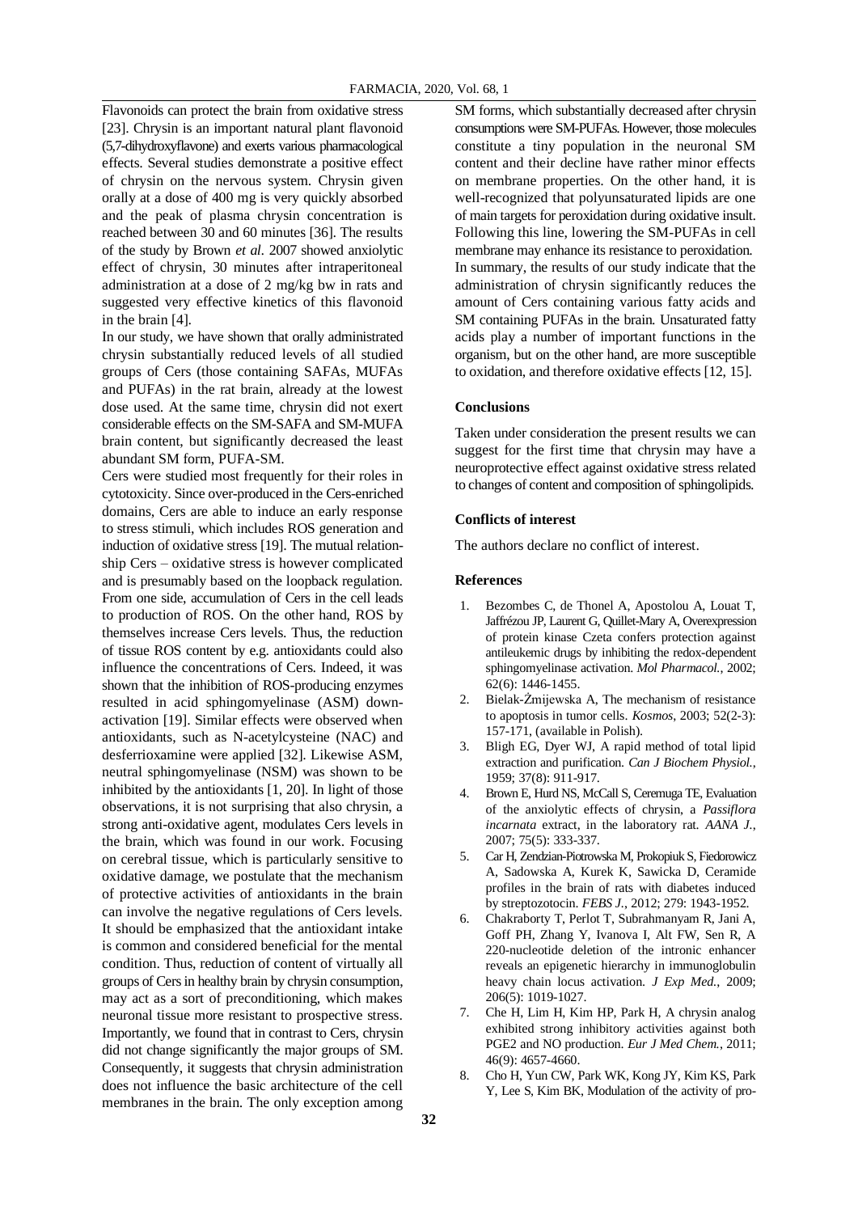Flavonoids can protect the brain from oxidative stress [23]. Chrysin is an important natural plant flavonoid (5,7-dihydroxyflavone) and exerts various pharmacological effects. Several studies demonstrate a positive effect of chrysin on the nervous system. Chrysin given orally at a dose of 400 mg is very quickly absorbed and the peak of plasma chrysin concentration is reached between 30 and 60 minutes [36]. The results of the study by Brown *et al*. 2007 showed anxiolytic effect of chrysin, 30 minutes after intraperitoneal administration at a dose of 2 mg/kg bw in rats and suggested very effective kinetics of this flavonoid in the brain [4].

In our study, we have shown that orally administrated chrysin substantially reduced levels of all studied groups of Cers (those containing SAFAs, MUFAs and PUFAs) in the rat brain, already at the lowest dose used. At the same time, chrysin did not exert considerable effects on the SM-SAFA and SM-MUFA brain content, but significantly decreased the least abundant SM form, PUFA-SM.

Cers were studied most frequently for their roles in cytotoxicity. Since over-produced in the Cers-enriched domains, Cers are able to induce an early response to stress stimuli, which includes ROS generation and induction of oxidative stress [19]. The mutual relationship Cers – oxidative stress is however complicated and is presumably based on the loopback regulation. From one side, accumulation of Cers in the cell leads to production of ROS. On the other hand, ROS by themselves increase Cers levels. Thus, the reduction of tissue ROS content by e.g. antioxidants could also influence the concentrations of Cers. Indeed, it was shown that the inhibition of ROS-producing enzymes resulted in acid sphingomyelinase (ASM) down-activation [19]. Similar effects were observed when antioxidants, such as N-acetylcysteine (NAC) and desferrioxamine were applied [32]. Likewise ASM, neutral sphingomyelinase (NSM) was shown to be inhibited by the antioxidants [1, 20]. In light of those observations, it is not surprising that also chrysin, a strong anti-oxidative agent, modulates Cers levels in the brain, which was found in our work. Focusing on cerebral tissue, which is particularly sensitive to oxidative damage, we postulate that the mechanism of protective activities of antioxidants in the brain can involve the negative regulations of Cers levels. It should be emphasized that the antioxidant intake is common and considered beneficial for the mental condition. Thus, reduction of content of virtually all groups of Cers in healthy brain by chrysin consumption, may act as a sort of preconditioning, which makes neuronal tissue more resistant to prospective stress. Importantly, we found that in contrast to Cers, chrysin did not change significantly the major groups of SM. Consequently, it suggests that chrysin administration does not influence the basic architecture of the cell membranes in the brain. The only exception among SM forms, which substantially decreased after chrysin consumptions were SM-PUFAs. However, those molecules constitute a tiny population in the neuronal SM content and their decline have rather minor effects on membrane properties. On the other hand, it is well-recognized that polyunsaturated lipids are one of main targets for peroxidation during oxidative insult. Following this line, lowering the SM-PUFAs in cell membrane may enhance its resistance to peroxidation.

In summary, the results of our study indicate that the administration of chrysin significantly reduces the amount of Cers containing various fatty acids and SM containing PUFAs in the brain. Unsaturated fatty acids play a number of important functions in the organism, but on the other hand, are more susceptible to oxidation, and therefore oxidative effects [12, 15].

## Conclusions

Taken under consideration the present results we can suggest for the first time that chrysin may have a neuroprotective effect against oxidative stress related to changes of content and composition of sphingolipids.

## Conflicts of interest

The authors declare no conflict of interest.

## References

1. Bezombes C, de Thonel A, Apostolou A, Louat T, Jaffrézou JP, Laurent G, Quillet-Mary A, Overexpression of protein kinase Czeta confers protection against antileukemic drugs by inhibiting the redox-dependent sphingomyelinase activation. *Mol Pharmacol.*, 2002; 62(6): 1446-1455.
2. Bielak-Żmijewska A, The mechanism of resistance to apoptosis in tumor cells. *Kosmos*, 2003; 52(2-3): 157-171, (available in Polish).
3. Bligh EG, Dyer WJ, A rapid method of total lipid extraction and purification. *Can J Biochem Physiol.*, 1959; 37(8): 911-917.
4. Brown E, Hurd NS, McCall S, Ceremuga TE, Evaluation of the anxiolytic effects of chrysin, a *Passiflora incarnata* extract, in the laboratory rat. *AANA J.*, 2007; 75(5): 333-337.
5. Car H, Zendzian-Piotrowska M, Prokopiuk S, Fiedorowicz A, Sadowska A, Kurek K, Sawicka D, Ceramide profiles in the brain of rats with diabetes induced by streptozotocin. *FEBS J.*, 2012; 279: 1943-1952.
6. Chakraborty T, Perlot T, Subrahmanyam R, Jani A, Goff PH, Zhang Y, Ivanova I, Alt FW, Sen R, A 220-nucleotide deletion of the intronic enhancer reveals an epigenetic hierarchy in immunoglobulin heavy chain locus activation. *J Exp Med.*, 2009; 206(5): 1019-1027.
7. Che H, Lim H, Kim HP, Park H, A chrysin analog exhibited strong inhibitory activities against both PGE2 and NO production. *Eur J Med Chem.*, 2011; 46(9): 4657-4660.
8. Cho H, Yun CW, Park WK, Kong JY, Kim KS, Park Y, Lee S, Kim BK, Modulation of the activity of pro-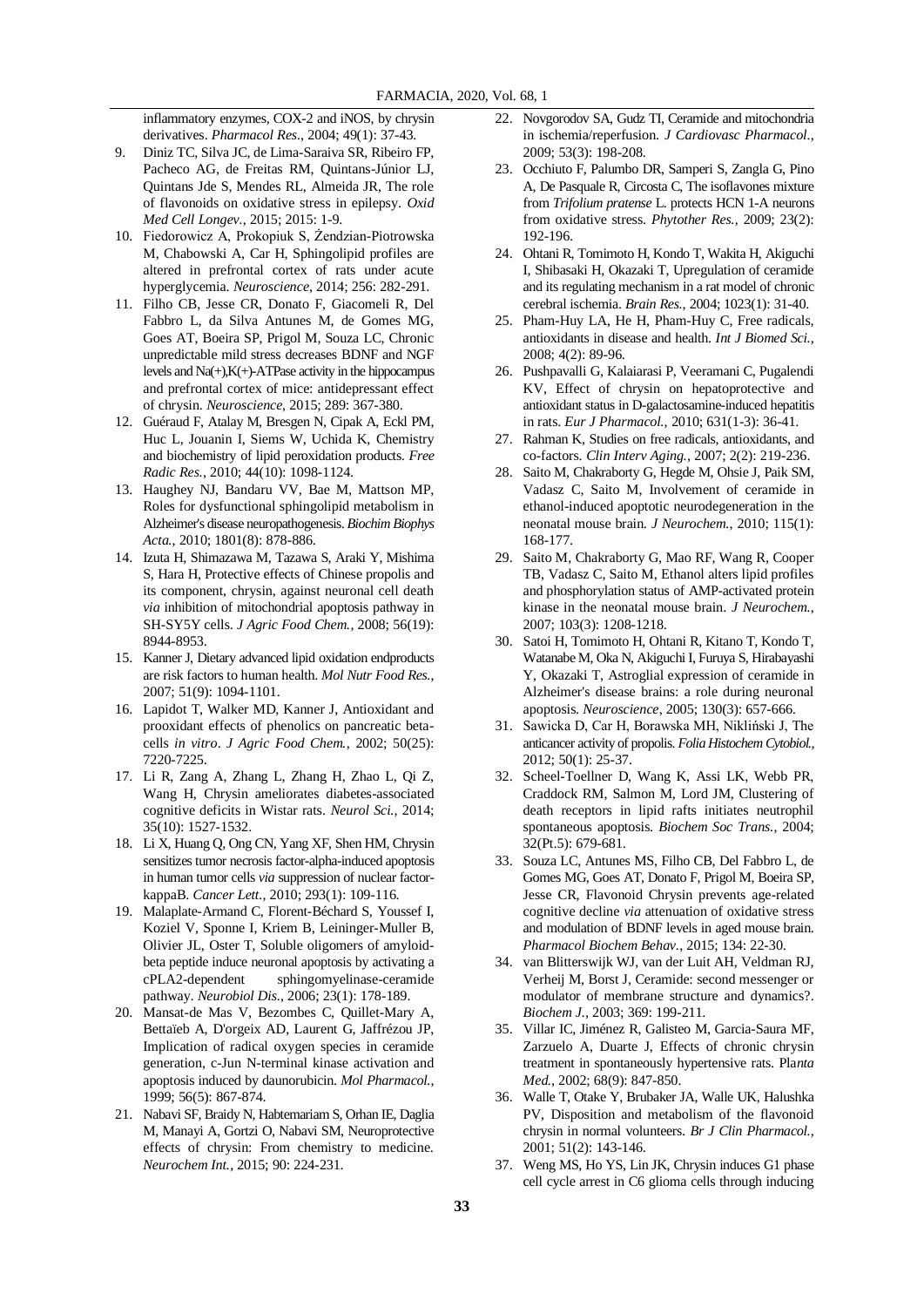inflammatory enzymes, COX-2 and iNOS, by chrysin derivatives. *Pharmacol Res.*, 2004; 49(1): 37-43.

9. Diniz TC, Silva JC, de Lima-Saraiva SR, Ribeiro FP, Pacheco AG, de Freitas RM, Quintans-Júnior LJ, Quintans Jde S, Mendes RL, Almeida JR, The role of flavonoids on oxidative stress in epilepsy. *Oxid Med Cell Longev.*, 2015; 2015: 1-9.
10. Fiedorowicz A, Prokopiuk S, Żendzian-Piotrowska M, Chabowski A, Car H, Sphingolipid profiles are altered in prefrontal cortex of rats under acute hyperglycemia. *Neuroscience*, 2014; 256: 282-291.
11. Filho CB, Jesse CR, Donato F, Giacomeli R, Del Fabbro L, da Silva Antunes M, de Gomes MG, Goes AT, Boeira SP, Prigol M, Souza LC, Chronic unpredictable mild stress decreases BDNF and NGF levels and Na(+),K(+)-ATPase activity in the hippocampus and prefrontal cortex of mice: antidepressant effect of chrysin. *Neuroscience*, 2015; 289: 367-380.
12. Guéraud F, Atalay M, Bresgen N, Cipak A, Eckl PM, Huc L, Jouanin I, Siems W, Uchida K, Chemistry and biochemistry of lipid peroxidation products. *Free Radic Res.*, 2010; 44(10): 1098-1124.
13. Haughey NJ, Bandaru VV, Bae M, Mattson MP, Roles for dysfunctional sphingolipid metabolism in Alzheimer's disease neuropathogenesis. *Biochim Biophys Acta.*, 2010; 1801(8): 878-886.
14. Izuta H, Shimazawa M, Tazawa S, Araki Y, Mishima S, Hara H, Protective effects of Chinese propolis and its component, chrysin, against neuronal cell death *via* inhibition of mitochondrial apoptosis pathway in SH-SY5Y cells. *J Agric Food Chem.*, 2008; 56(19): 8944-8953.
15. Kanner J, Dietary advanced lipid oxidation endproducts are risk factors to human health. *Mol Nutr Food Res.*, 2007; 51(9): 1094-1101.
16. Lapidot T, Walker MD, Kanner J, Antioxidant and prooxidant effects of phenolics on pancreatic beta-cells *in vitro*. *J Agric Food Chem.*, 2002; 50(25): 7220-7225.
17. Li R, Zang A, Zhang L, Zhang H, Zhao L, Qi Z, Wang H, Chrysin ameliorates diabetes-associated cognitive deficits in Wistar rats. *Neurol Sci.*, 2014; 35(10): 1527-1532.
18. Li X, Huang Q, Ong CN, Yang XF, Shen HM, Chrysin sensitizes tumor necrosis factor-alpha-induced apoptosis in human tumor cells *via* suppression of nuclear factor-kappaB. *Cancer Lett.*, 2010; 293(1): 109-116.
19. Malaplate-Armand C, Florent-Béchard S, Youssef I, Koziel V, Sponne I, Kriem B, Leininger-Muller B, Olivier JL, Oster T, Soluble oligomers of amyloid-beta peptide induce neuronal apoptosis by activating a cPLA2-dependent sphingomyelinase-ceramide pathway. *Neurobiol Dis.*, 2006; 23(1): 178-189.
20. Mansat-de Mas V, Bezombes C, Quillet-Mary A, Bettaïeb A, D'orgeix AD, Laurent G, Jaffrézou JP, Implication of radical oxygen species in ceramide generation, c-Jun N-terminal kinase activation and apoptosis induced by daunorubicin. *Mol Pharmacol.*, 1999; 56(5): 867-874.
21. Nabavi SF, Braidy N, Habtemariam S, Orhan IE, Daglia M, Manayi A, Gortzi O, Nabavi SM, Neuroprotective effects of chrysin: From chemistry to medicine. *Neurochem Int.*, 2015; 90: 224-231.
22. Novgorodov SA, Gudz TI, Ceramide and mitochondria in ischemia/reperfusion. *J Cardiovasc Pharmacol.*, 2009; 53(3): 198-208.
23. Occhiuto F, Palumbo DR, Samperi S, Zangla G, Pino A, De Pasquale R, Circosta C, The isoflavones mixture from *Trifolium pratense* L. protects HCN 1-A neurons from oxidative stress. *Phytother Res.*, 2009; 23(2): 192-196.
24. Ohtani R, Tomimoto H, Kondo T, Wakita H, Akiguchi I, Shibasaki H, Okazaki T, Upregulation of ceramide and its regulating mechanism in a rat model of chronic cerebral ischemia. *Brain Res.*, 2004; 1023(1): 31-40.
25. Pham-Huy LA, He H, Pham-Huy C, Free radicals, antioxidants in disease and health. *Int J Biomed Sci.*, 2008; 4(2): 89-96.
26. Pushpavalli G, Kalaiarasi P, Veeramani C, Pugalendi KV, Effect of chrysin on hepatoprotective and antioxidant status in D-galactosamine-induced hepatitis in rats. *Eur J Pharmacol.*, 2010; 631(1-3): 36-41.
27. Rahman K, Studies on free radicals, antioxidants, and co-factors. *Clin Interv Aging.*, 2007; 2(2): 219-236.
28. Saito M, Chakraborty G, Hegde M, Ohsie J, Paik SM, Vadasz C, Saito M, Involvement of ceramide in ethanol-induced apoptotic neurodegeneration in the neonatal mouse brain. *J Neurochem.*, 2010; 115(1): 168-177.
29. Saito M, Chakraborty G, Mao RF, Wang R, Cooper TB, Vadasz C, Saito M, Ethanol alters lipid profiles and phosphorylation status of AMP-activated protein kinase in the neonatal mouse brain. *J Neurochem.*, 2007; 103(3): 1208-1218.
30. Satoi H, Tomimoto H, Ohtani R, Kitano T, Kondo T, Watanabe M, Oka N, Akiguchi I, Furuya S, Hirabayashi Y, Okazaki T, Astroglial expression of ceramide in Alzheimer's disease brains: a role during neuronal apoptosis. *Neuroscience*, 2005; 130(3): 657-666.
31. Sawicka D, Car H, Borawska MH, Nikliński J, The anticancer activity of propolis. *Folia Histochem Cytobiol.*, 2012; 50(1): 25-37.
32. Scheel-Toellner D, Wang K, Assi LK, Webb PR, Craddock RM, Salmon M, Lord JM, Clustering of death receptors in lipid rafts initiates neutrophil spontaneous apoptosis. *Biochem Soc Trans.*, 2004; 32(Pt.5): 679-681.
33. Souza LC, Antunes MS, Filho CB, Del Fabbro L, de Gomes MG, Goes AT, Donato F, Prigol M, Boeira SP, Jesse CR, Flavonoid Chrysin prevents age-related cognitive decline *via* attenuation of oxidative stress and modulation of BDNF levels in aged mouse brain. *Pharmacol Biochem Behav.*, 2015; 134: 22-30.
34. van Blitterswijk WJ, van der Luit AH, Veldman RJ, Verheij M, Borst J, Ceramide: second messenger or modulator of membrane structure and dynamics?. *Biochem J.*, 2003; 369: 199-211.
35. Villar IC, Jiménez R, Galisteo M, Garcia-Saura MF, Zarzuelo A, Duarte J, Effects of chronic chrysin treatment in spontaneously hypertensive rats. *Planta Med.*, 2002; 68(9): 847-850.
36. Walle T, Otake Y, Brubaker JA, Walle UK, Halushka PV, Disposition and metabolism of the flavonoid chrysin in normal volunteers. *Br J Clin Pharmacol.*, 2001; 51(2): 143-146.
37. Weng MS, Ho YS, Lin JK, Chrysin induces G1 phase cell cycle arrest in C6 glioma cells through inducing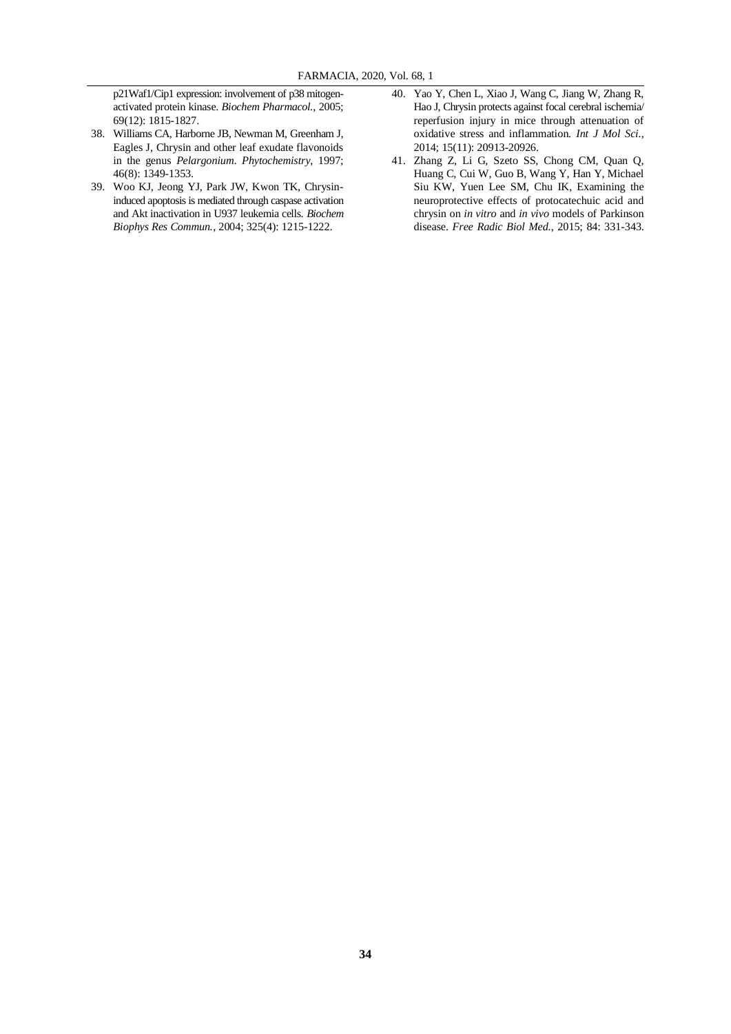p21Waf1/Cip1 expression: involvement of p38 mitogen-activated protein kinase. *Biochem Pharmacol.*, 2005; 69(12): 1815-1827.

38. Williams CA, Harborne JB, Newman M, Greenham J, Eagles J, Chrysin and other leaf exudate flavonoids in the genus *Pelargonium*. *Phytochemistry*, 1997; 46(8): 1349-1353.
39. Woo KJ, Jeong YJ, Park JW, Kwon TK, Chrysin-induced apoptosis is mediated through caspase activation and Akt inactivation in U937 leukemia cells. *Biochem Biophys Res Commun.*, 2004; 325(4): 1215-1222.
40. Yao Y, Chen L, Xiao J, Wang C, Jiang W, Zhang R, Hao J, Chrysin protects against focal cerebral ischemia/reperfusion injury in mice through attenuation of oxidative stress and inflammation. *Int J Mol Sci.*, 2014; 15(11): 20913-20926.
41. Zhang Z, Li G, Szeto SS, Chong CM, Quan Q, Huang C, Cui W, Guo B, Wang Y, Han Y, Michael Siu KW, Yuen Lee SM, Chu IK, Examining the neuroprotective effects of protocatechuic acid and chrysin on *in vitro* and *in vivo* models of Parkinson disease. *Free Radic Biol Med.*, 2015; 84: 331-343.